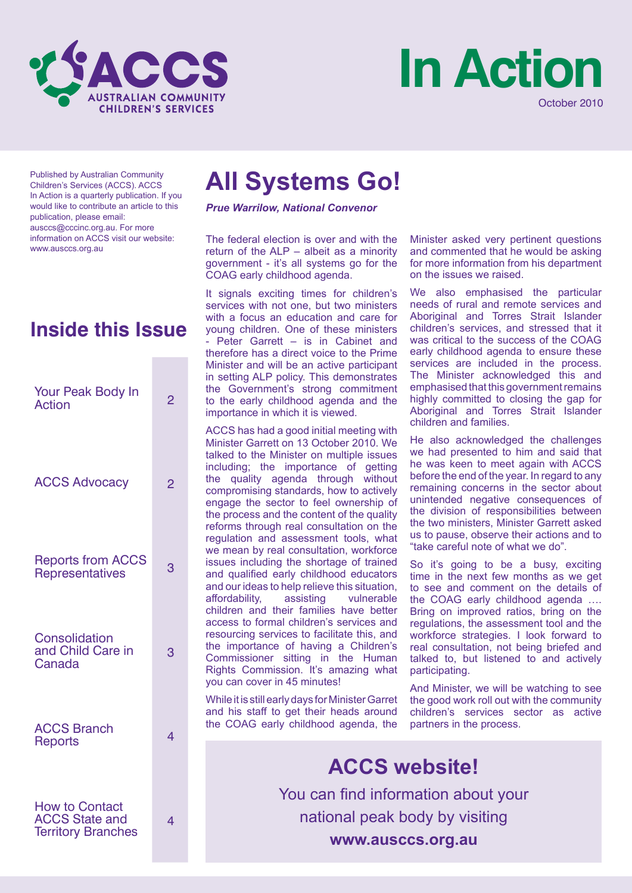# In Action

October 2010

Published by Australian Community Children's Services (ACCS). ACCS In Action is a quarterly publication. If you would like to contribute an article to this publication, please email: ausccs@cccinc.org.au. For more information on ACCS visit our website: www.ausccs.org.au

## Inside this Issue

| | |
|---|---|
| Your Peak Body In Action | 2 |
| ACCS Advocacy | 2 |
| Reports from ACCS Representatives | 3 |
| Consolidation and Child Care in Canada | 3 |
| ACCS Branch Reports | 4 |
| How to Contact ACCS State and Territory Branches | 4 |

# All Systems Go!

***Prue Warrilow, National Convenor***

The federal election is over and with the return of the ALP – albeit as a minority government - it's all systems go for the COAG early childhood agenda.

It signals exciting times for children's services with not one, but two ministers with a focus an education and care for young children. One of these ministers - Peter Garrett – is in Cabinet and therefore has a direct voice to the Prime Minister and will be an active participant in setting ALP policy. This demonstrates the Government's strong commitment to the early childhood agenda and the importance in which it is viewed.

ACCS has had a good initial meeting with Minister Garrett on 13 October 2010. We talked to the Minister on multiple issues including; the importance of getting the quality agenda through without compromising standards, how to actively engage the sector to feel ownership of the process and the content of the quality reforms through real consultation on the regulation and assessment tools, what we mean by real consultation, workforce issues including the shortage of trained and qualified early childhood educators and our ideas to help relieve this situation, affordability, assisting vulnerable children and their families have better access to formal children's services and resourcing services to facilitate this, and the importance of having a Children's Commissioner sitting in the Human Rights Commission. It's amazing what you can cover in 45 minutes!

While it is still early days for Minister Garret and his staff to get their heads around the COAG early childhood agenda, the Minister asked very pertinent questions and commented that he would be asking for more information from his department on the issues we raised.

We also emphasised the particular needs of rural and remote services and Aboriginal and Torres Strait Islander children's services, and stressed that it was critical to the success of the COAG early childhood agenda to ensure these services are included in the process. The Minister acknowledged this and emphasised that this government remains highly committed to closing the gap for Aboriginal and Torres Strait Islander children and families.

He also acknowledged the challenges we had presented to him and said that he was keen to meet again with ACCS before the end of the year. In regard to any remaining concerns in the sector about unintended negative consequences of the division of responsibilities between the two ministers, Minister Garrett asked us to pause, observe their actions and to "take careful note of what we do".

So it's going to be a busy, exciting time in the next few months as we get to see and comment on the details of the COAG early childhood agenda …. Bring on improved ratios, bring on the regulations, the assessment tool and the workforce strategies. I look forward to real consultation, not being briefed and talked to, but listened to and actively participating.

And Minister, we will be watching to see the good work roll out with the community children's services sector as active partners in the process.

## ACCS website!

You can find information about your national peak body by visiting

**www.ausccs.org.au**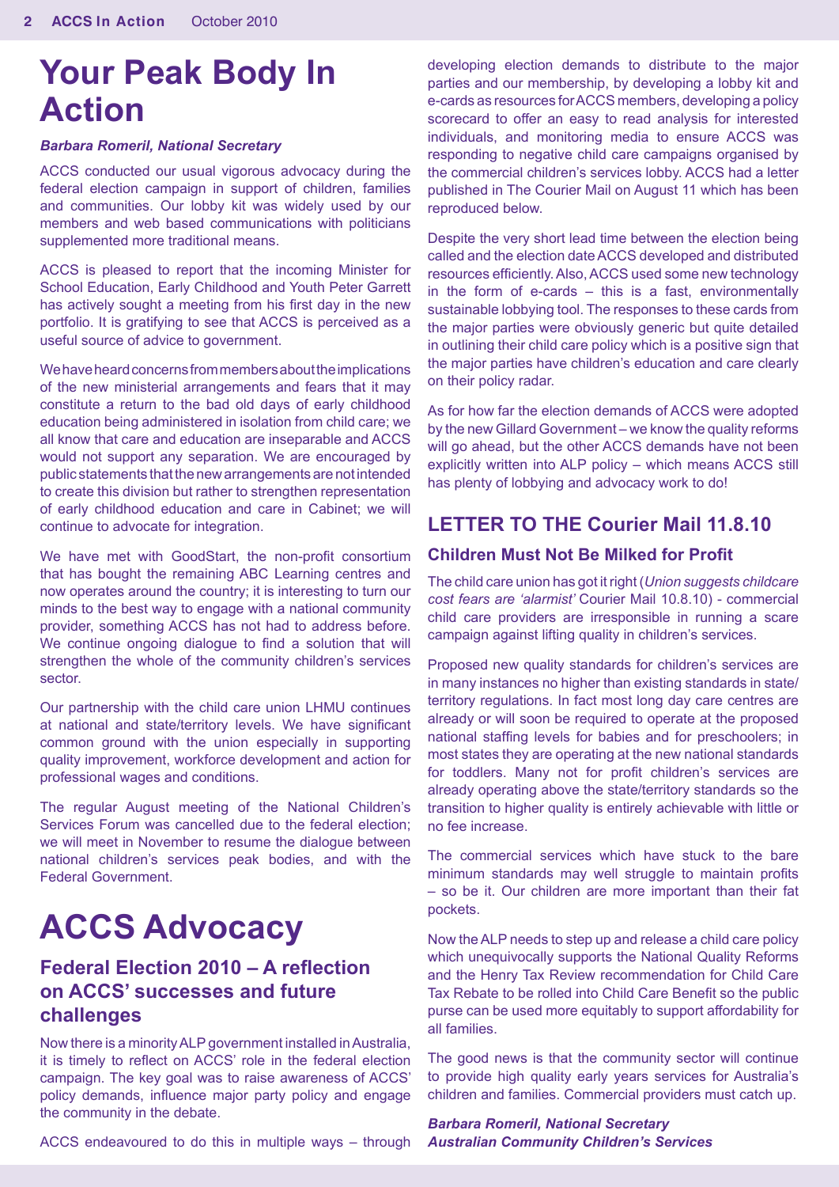# Your Peak Body In Action

***Barbara Romeril, National Secretary***

ACCS conducted our usual vigorous advocacy during the federal election campaign in support of children, families and communities. Our lobby kit was widely used by our members and web based communications with politicians supplemented more traditional means.

ACCS is pleased to report that the incoming Minister for School Education, Early Childhood and Youth Peter Garrett has actively sought a meeting from his first day in the new portfolio. It is gratifying to see that ACCS is perceived as a useful source of advice to government.

We have heard concerns from members about the implications of the new ministerial arrangements and fears that it may constitute a return to the bad old days of early childhood education being administered in isolation from child care; we all know that care and education are inseparable and ACCS would not support any separation. We are encouraged by public statements that the new arrangements are not intended to create this division but rather to strengthen representation of early childhood education and care in Cabinet; we will continue to advocate for integration.

We have met with GoodStart, the non-profit consortium that has bought the remaining ABC Learning centres and now operates around the country; it is interesting to turn our minds to the best way to engage with a national community provider, something ACCS has not had to address before. We continue ongoing dialogue to find a solution that will strengthen the whole of the community children's services sector.

Our partnership with the child care union LHMU continues at national and state/territory levels. We have significant common ground with the union especially in supporting quality improvement, workforce development and action for professional wages and conditions.

The regular August meeting of the National Children's Services Forum was cancelled due to the federal election; we will meet in November to resume the dialogue between national children's services peak bodies, and with the Federal Government.

# ACCS Advocacy

## Federal Election 2010 – A reflection on ACCS' successes and future challenges

Now there is a minority ALP government installed in Australia, it is timely to reflect on ACCS' role in the federal election campaign. The key goal was to raise awareness of ACCS' policy demands, influence major party policy and engage the community in the debate.

ACCS endeavoured to do this in multiple ways – through developing election demands to distribute to the major parties and our membership, by developing a lobby kit and e-cards as resources for ACCS members, developing a policy scorecard to offer an easy to read analysis for interested individuals, and monitoring media to ensure ACCS was responding to negative child care campaigns organised by the commercial children's services lobby. ACCS had a letter published in The Courier Mail on August 11 which has been reproduced below.

Despite the very short lead time between the election being called and the election date ACCS developed and distributed resources efficiently. Also, ACCS used some new technology in the form of e-cards – this is a fast, environmentally sustainable lobbying tool. The responses to these cards from the major parties were obviously generic but quite detailed in outlining their child care policy which is a positive sign that the major parties have children's education and care clearly on their policy radar.

As for how far the election demands of ACCS were adopted by the new Gillard Government – we know the quality reforms will go ahead, but the other ACCS demands have not been explicitly written into ALP policy – which means ACCS still has plenty of lobbying and advocacy work to do!

## LETTER TO THE Courier Mail 11.8.10

### Children Must Not Be Milked for Profit

The child care union has got it right (*Union suggests childcare cost fears are 'alarmist'* Courier Mail 10.8.10) - commercial child care providers are irresponsible in running a scare campaign against lifting quality in children's services.

Proposed new quality standards for children's services are in many instances no higher than existing standards in state/territory regulations. In fact most long day care centres are already or will soon be required to operate at the proposed national staffing levels for babies and for preschoolers; in most states they are operating at the new national standards for toddlers. Many not for profit children's services are already operating above the state/territory standards so the transition to higher quality is entirely achievable with little or no fee increase.

The commercial services which have stuck to the bare minimum standards may well struggle to maintain profits – so be it. Our children are more important than their fat pockets.

Now the ALP needs to step up and release a child care policy which unequivocally supports the National Quality Reforms and the Henry Tax Review recommendation for Child Care Tax Rebate to be rolled into Child Care Benefit so the public purse can be used more equitably to support affordability for all families.

The good news is that the community sector will continue to provide high quality early years services for Australia's children and families. Commercial providers must catch up.

***Barbara Romeril, National Secretary***
***Australian Community Children's Services***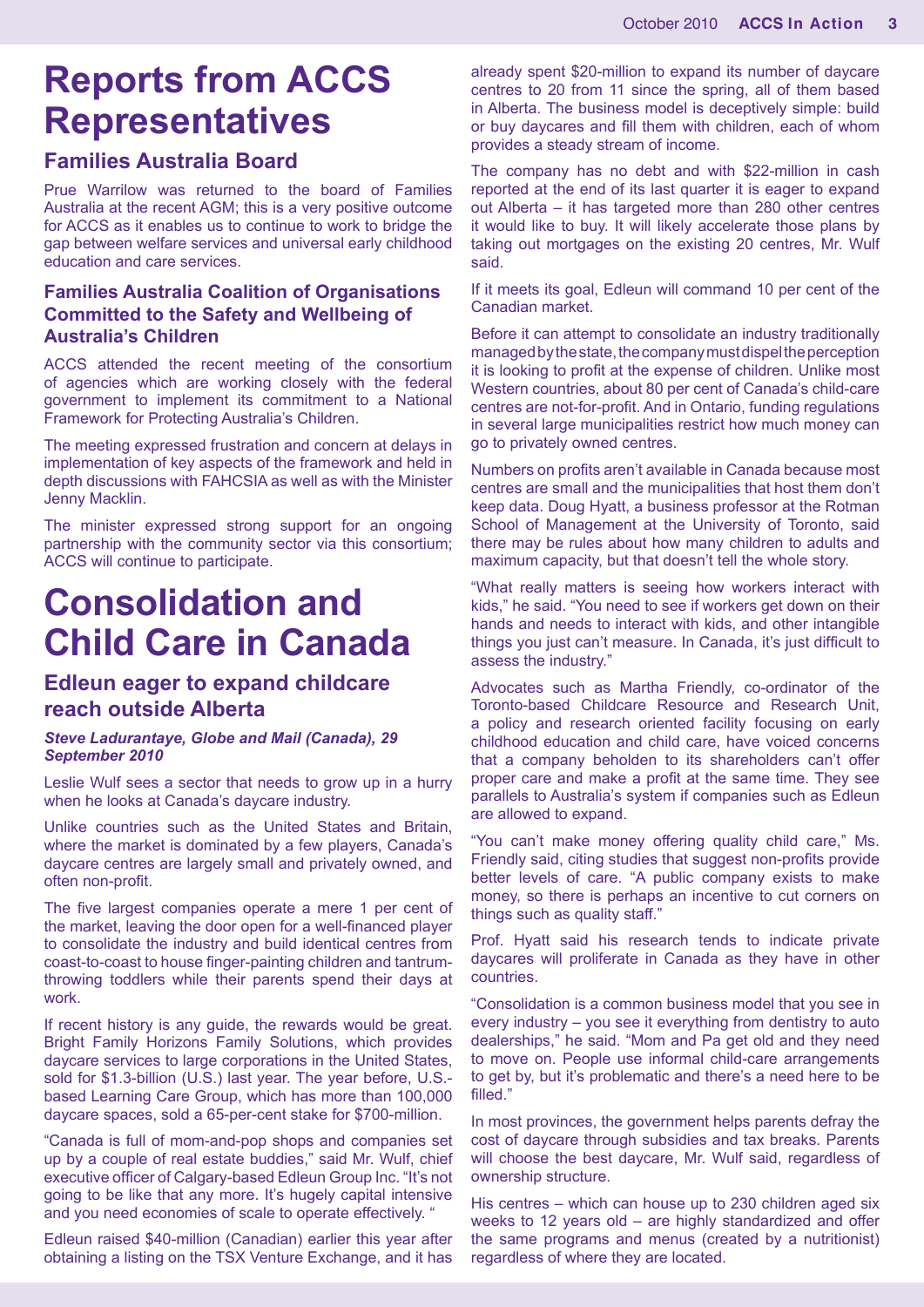# Reports from ACCS Representatives

## Families Australia Board

Prue Warrilow was returned to the board of Families Australia at the recent AGM; this is a very positive outcome for ACCS as it enables us to continue to work to bridge the gap between welfare services and universal early childhood education and care services.

### Families Australia Coalition of Organisations Committed to the Safety and Wellbeing of Australia's Children

ACCS attended the recent meeting of the consortium of agencies which are working closely with the federal government to implement its commitment to a National Framework for Protecting Australia's Children.

The meeting expressed frustration and concern at delays in implementation of key aspects of the framework and held in depth discussions with FAHCSIA as well as with the Minister Jenny Macklin.

The minister expressed strong support for an ongoing partnership with the community sector via this consortium; ACCS will continue to participate.

# Consolidation and Child Care in Canada

## Edleun eager to expand childcare reach outside Alberta

***Steve Ladurantaye, Globe and Mail (Canada), 29 September 2010***

Leslie Wulf sees a sector that needs to grow up in a hurry when he looks at Canada's daycare industry.

Unlike countries such as the United States and Britain, where the market is dominated by a few players, Canada's daycare centres are largely small and privately owned, and often non-profit.

The five largest companies operate a mere 1 per cent of the market, leaving the door open for a well-financed player to consolidate the industry and build identical centres from coast-to-coast to house finger-painting children and tantrum-throwing toddlers while their parents spend their days at work.

If recent history is any guide, the rewards would be great. Bright Family Horizons Family Solutions, which provides daycare services to large corporations in the United States, sold for $1.3-billion (U.S.) last year. The year before, U.S.-based Learning Care Group, which has more than 100,000 daycare spaces, sold a 65-per-cent stake for $700-million.

"Canada is full of mom-and-pop shops and companies set up by a couple of real estate buddies," said Mr. Wulf, chief executive officer of Calgary-based Edleun Group Inc. "It's not going to be like that any more. It's hugely capital intensive and you need economies of scale to operate effectively. "

Edleun raised $40-million (Canadian) earlier this year after obtaining a listing on the TSX Venture Exchange, and it has already spent $20-million to expand its number of daycare centres to 20 from 11 since the spring, all of them based in Alberta. The business model is deceptively simple: build or buy daycares and fill them with children, each of whom provides a steady stream of income.

The company has no debt and with $22-million in cash reported at the end of its last quarter it is eager to expand out Alberta – it has targeted more than 280 other centres it would like to buy. It will likely accelerate those plans by taking out mortgages on the existing 20 centres, Mr. Wulf said.

If it meets its goal, Edleun will command 10 per cent of the Canadian market.

Before it can attempt to consolidate an industry traditionally managed by the state, the company must dispel the perception it is looking to profit at the expense of children. Unlike most Western countries, about 80 per cent of Canada's child-care centres are not-for-profit. And in Ontario, funding regulations in several large municipalities restrict how much money can go to privately owned centres.

Numbers on profits aren't available in Canada because most centres are small and the municipalities that host them don't keep data. Doug Hyatt, a business professor at the Rotman School of Management at the University of Toronto, said there may be rules about how many children to adults and maximum capacity, but that doesn't tell the whole story.

"What really matters is seeing how workers interact with kids," he said. "You need to see if workers get down on their hands and needs to interact with kids, and other intangible things you just can't measure. In Canada, it's just difficult to assess the industry."

Advocates such as Martha Friendly, co-ordinator of the Toronto-based Childcare Resource and Research Unit, a policy and research oriented facility focusing on early childhood education and child care, have voiced concerns that a company beholden to its shareholders can't offer proper care and make a profit at the same time. They see parallels to Australia's system if companies such as Edleun are allowed to expand.

"You can't make money offering quality child care," Ms. Friendly said, citing studies that suggest non-profits provide better levels of care. "A public company exists to make money, so there is perhaps an incentive to cut corners on things such as quality staff."

Prof. Hyatt said his research tends to indicate private daycares will proliferate in Canada as they have in other countries.

"Consolidation is a common business model that you see in every industry – you see it everything from dentistry to auto dealerships," he said. "Mom and Pa get old and they need to move on. People use informal child-care arrangements to get by, but it's problematic and there's a need here to be filled."

In most provinces, the government helps parents defray the cost of daycare through subsidies and tax breaks. Parents will choose the best daycare, Mr. Wulf said, regardless of ownership structure.

His centres – which can house up to 230 children aged six weeks to 12 years old – are highly standardized and offer the same programs and menus (created by a nutritionist) regardless of where they are located.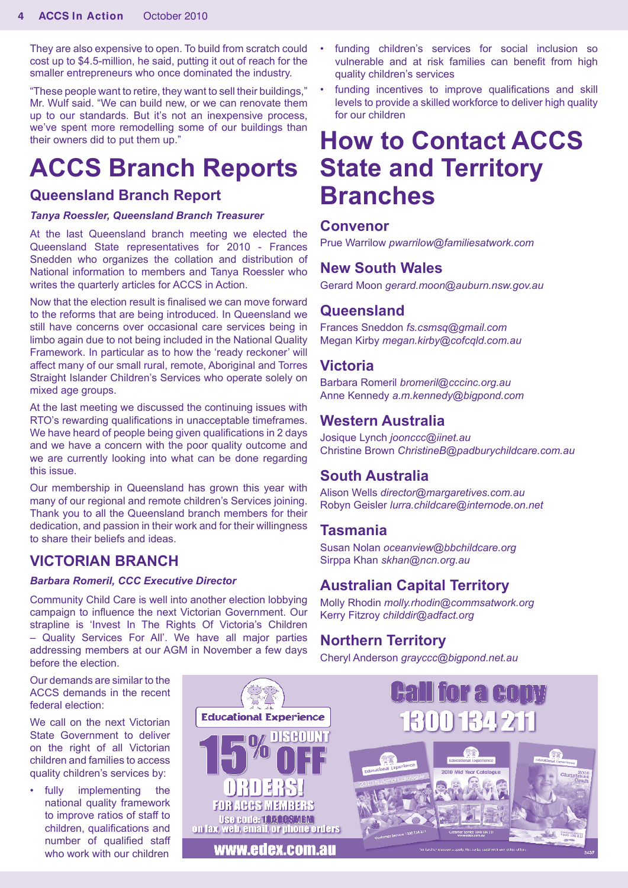They are also expensive to open. To build from scratch could cost up to $4.5-million, he said, putting it out of reach for the smaller entrepreneurs who once dominated the industry.

"These people want to retire, they want to sell their buildings," Mr. Wulf said. "We can build new, or we can renovate them up to our standards. But it's not an inexpensive process, we've spent more remodelling some of our buildings than their owners did to put them up."

# ACCS Branch Reports

## Queensland Branch Report

***Tanya Roessler, Queensland Branch Treasurer***

At the last Queensland branch meeting we elected the Queensland State representatives for 2010 - Frances Snedden who organizes the collation and distribution of National information to members and Tanya Roessler who writes the quarterly articles for ACCS in Action.

Now that the election result is finalised we can move forward to the reforms that are being introduced. In Queensland we still have concerns over occasional care services being in limbo again due to not being included in the National Quality Framework. In particular as to how the 'ready reckoner' will affect many of our small rural, remote, Aboriginal and Torres Straight Islander Children's Services who operate solely on mixed age groups.

At the last meeting we discussed the continuing issues with RTO's rewarding qualifications in unacceptable timeframes. We have heard of people being given qualifications in 2 days and we have a concern with the poor quality outcome and we are currently looking into what can be done regarding this issue.

Our membership in Queensland has grown this year with many of our regional and remote children's Services joining. Thank you to all the Queensland branch members for their dedication, and passion in their work and for their willingness to share their beliefs and ideas.

## VICTORIAN BRANCH

***Barbara Romeril, CCC Executive Director***

Community Child Care is well into another election lobbying campaign to influence the next Victorian Government. Our strapline is 'Invest In The Rights Of Victoria's Children – Quality Services For All'. We have all major parties addressing members at our AGM in November a few days before the election.

Our demands are similar to the ACCS demands in the recent federal election:

We call on the next Victorian State Government to deliver on the right of all Victorian children and families to access quality children's services by:

- fully implementing the national quality framework to improve ratios of staff to children, qualifications and number of qualified staff who work with our children
- funding children's services for social inclusion so vulnerable and at risk families can benefit from high quality children's services
- funding incentives to improve qualifications and skill levels to provide a skilled workforce to deliver high quality for our children

# How to Contact ACCS State and Territory Branches

## Convenor

Prue Warrilow *pwarrilow@familiesatwork.com*

## New South Wales

Gerard Moon *gerard.moon@auburn.nsw.gov.au*

## Queensland

Frances Sneddon *fs.csmsq@gmail.com*
Megan Kirby *megan.kirby@cofcqld.com.au*

## Victoria

Barbara Romeril *bromeril@cccinc.org.au*
Anne Kennedy *a.m.kennedy@bigpond.com*

## Western Australia

Josique Lynch *joonccc@iinet.au*
Christine Brown *ChristineB@padburychildcare.com.au*

## South Australia

Alison Wells *director@margaretives.com.au*
Robyn Geisler *lurra.childcare@internode.on.net*

## Tasmania

Susan Nolan *oceanview@bbchildcare.org*
Sirppa Khan *skhan@ncn.org.au*

## Australian Capital Territory

Molly Rhodin *molly.rhodin@commsatwork.org*
Kerry Fitzroy *childdir@adfact.org*

## Northern Territory

Cheryl Anderson *grayccc@bigpond.net.au*

Educational Experience

15% DISCOUNT OFF ORDERS!

FOR ACCS MEMBERS

Use code: 10ACCSMEM on fax, web, email, or phone orders

www.edex.com.au

Call for a copy 1300 134 211